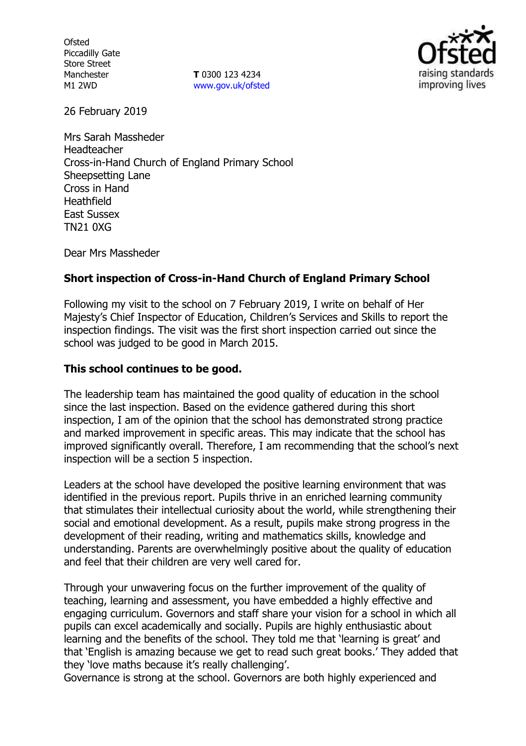Ofsted
Piccadilly Gate
Store Street
Manchester
M1 2WD

**T** 0300 123 4234
www.gov.uk/ofsted

26 February 2019

Mrs Sarah Massheder
Headteacher
Cross-in-Hand Church of England Primary School
Sheepsetting Lane
Cross in Hand
Heathfield
East Sussex
TN21 0XG

Dear Mrs Massheder

**Short inspection of Cross-in-Hand Church of England Primary School**

Following my visit to the school on 7 February 2019, I write on behalf of Her Majesty's Chief Inspector of Education, Children's Services and Skills to report the inspection findings. The visit was the first short inspection carried out since the school was judged to be good in March 2015.

**This school continues to be good.**

The leadership team has maintained the good quality of education in the school since the last inspection. Based on the evidence gathered during this short inspection, I am of the opinion that the school has demonstrated strong practice and marked improvement in specific areas. This may indicate that the school has improved significantly overall. Therefore, I am recommending that the school's next inspection will be a section 5 inspection.

Leaders at the school have developed the positive learning environment that was identified in the previous report. Pupils thrive in an enriched learning community that stimulates their intellectual curiosity about the world, while strengthening their social and emotional development. As a result, pupils make strong progress in the development of their reading, writing and mathematics skills, knowledge and understanding. Parents are overwhelmingly positive about the quality of education and feel that their children are very well cared for.

Through your unwavering focus on the further improvement of the quality of teaching, learning and assessment, you have embedded a highly effective and engaging curriculum. Governors and staff share your vision for a school in which all pupils can excel academically and socially. Pupils are highly enthusiastic about learning and the benefits of the school. They told me that 'learning is great' and that 'English is amazing because we get to read such great books.' They added that they 'love maths because it's really challenging'.

Governance is strong at the school. Governors are both highly experienced and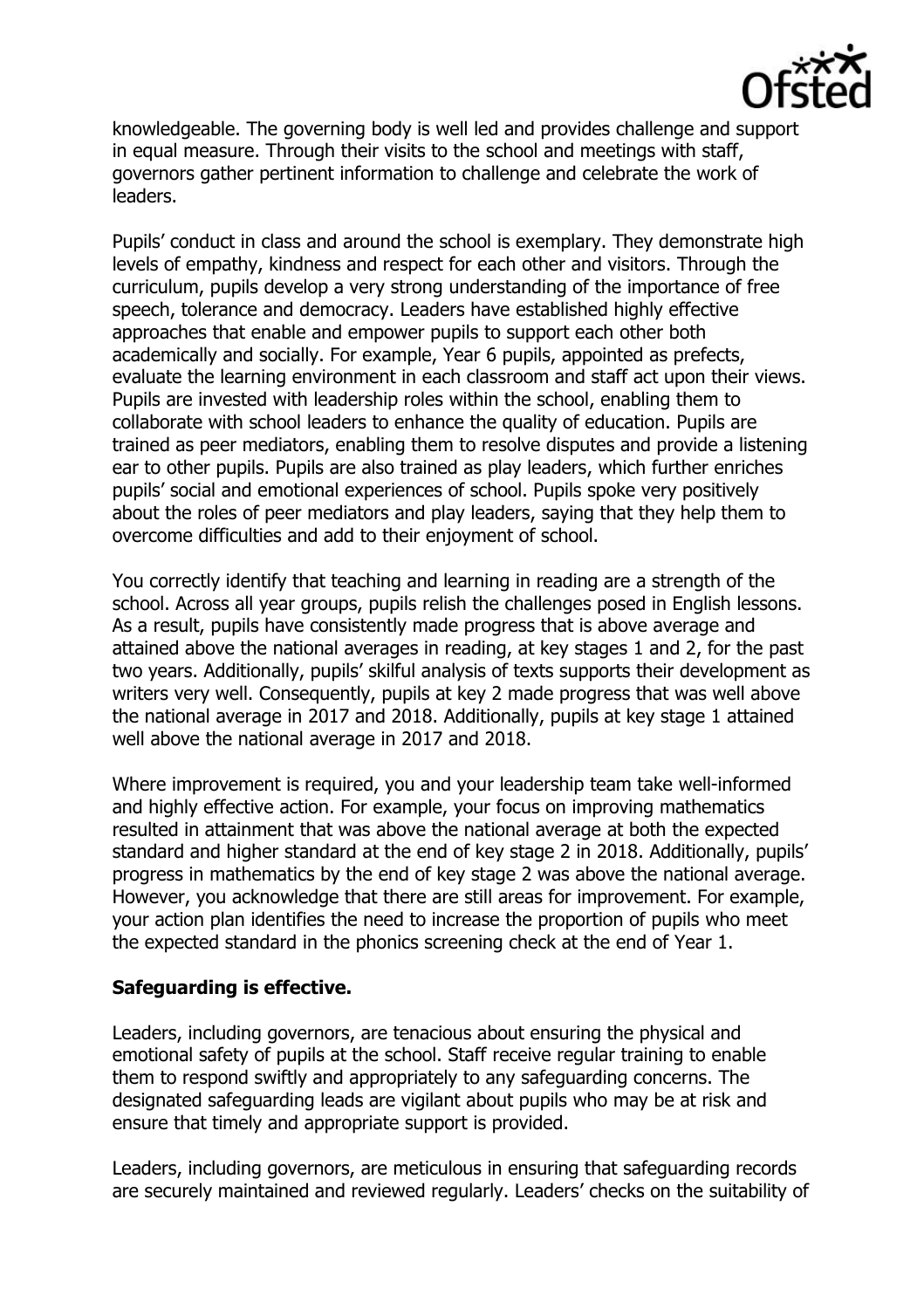knowledgeable. The governing body is well led and provides challenge and support in equal measure. Through their visits to the school and meetings with staff, governors gather pertinent information to challenge and celebrate the work of leaders.

Pupils' conduct in class and around the school is exemplary. They demonstrate high levels of empathy, kindness and respect for each other and visitors. Through the curriculum, pupils develop a very strong understanding of the importance of free speech, tolerance and democracy. Leaders have established highly effective approaches that enable and empower pupils to support each other both academically and socially. For example, Year 6 pupils, appointed as prefects, evaluate the learning environment in each classroom and staff act upon their views. Pupils are invested with leadership roles within the school, enabling them to collaborate with school leaders to enhance the quality of education. Pupils are trained as peer mediators, enabling them to resolve disputes and provide a listening ear to other pupils. Pupils are also trained as play leaders, which further enriches pupils' social and emotional experiences of school. Pupils spoke very positively about the roles of peer mediators and play leaders, saying that they help them to overcome difficulties and add to their enjoyment of school.

You correctly identify that teaching and learning in reading are a strength of the school. Across all year groups, pupils relish the challenges posed in English lessons. As a result, pupils have consistently made progress that is above average and attained above the national averages in reading, at key stages 1 and 2, for the past two years. Additionally, pupils' skilful analysis of texts supports their development as writers very well. Consequently, pupils at key 2 made progress that was well above the national average in 2017 and 2018. Additionally, pupils at key stage 1 attained well above the national average in 2017 and 2018.

Where improvement is required, you and your leadership team take well-informed and highly effective action. For example, your focus on improving mathematics resulted in attainment that was above the national average at both the expected standard and higher standard at the end of key stage 2 in 2018. Additionally, pupils' progress in mathematics by the end of key stage 2 was above the national average. However, you acknowledge that there are still areas for improvement. For example, your action plan identifies the need to increase the proportion of pupils who meet the expected standard in the phonics screening check at the end of Year 1.

**Safeguarding is effective.**

Leaders, including governors, are tenacious about ensuring the physical and emotional safety of pupils at the school. Staff receive regular training to enable them to respond swiftly and appropriately to any safeguarding concerns. The designated safeguarding leads are vigilant about pupils who may be at risk and ensure that timely and appropriate support is provided.

Leaders, including governors, are meticulous in ensuring that safeguarding records are securely maintained and reviewed regularly. Leaders' checks on the suitability of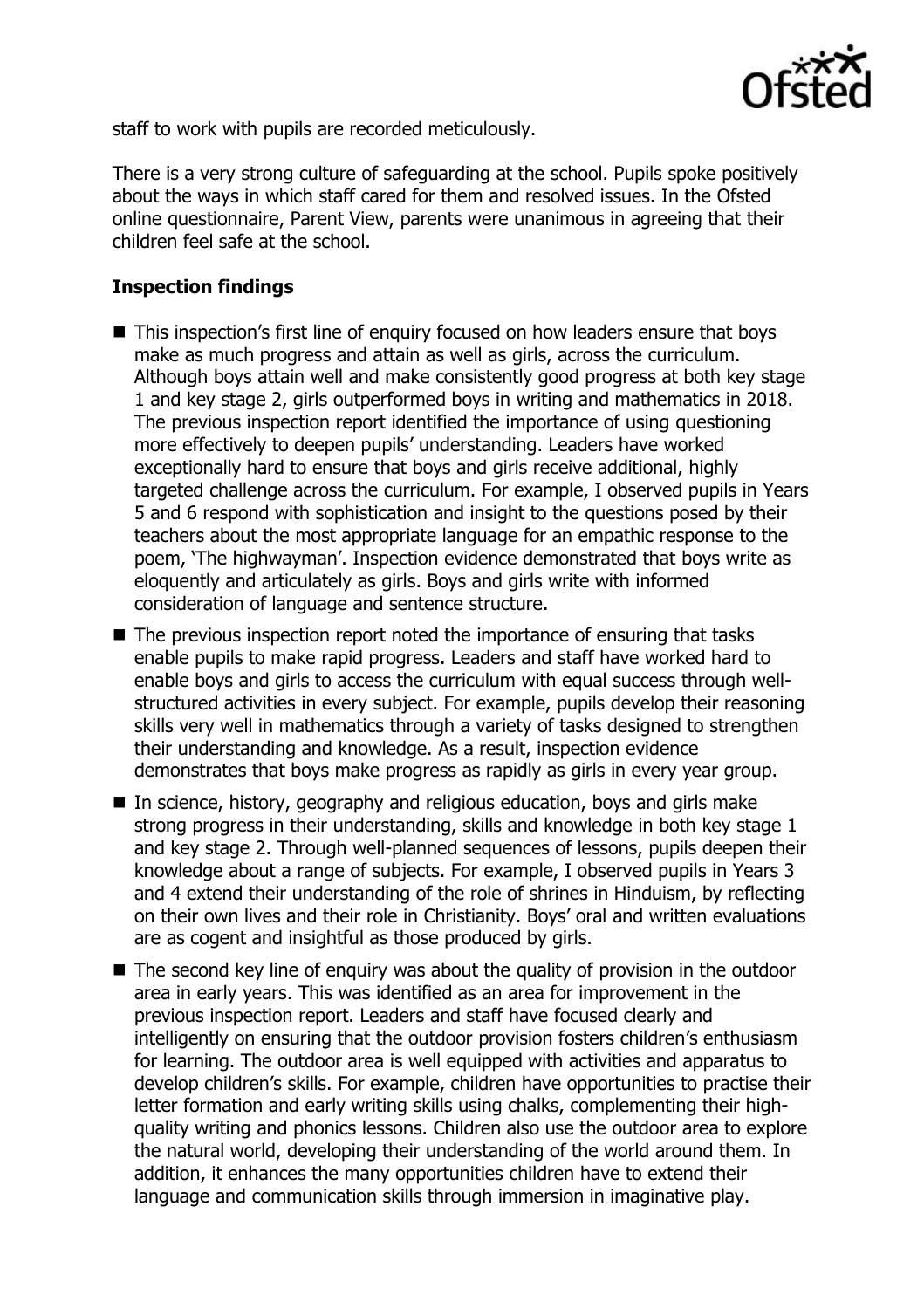staff to work with pupils are recorded meticulously.

There is a very strong culture of safeguarding at the school. Pupils spoke positively about the ways in which staff cared for them and resolved issues. In the Ofsted online questionnaire, Parent View, parents were unanimous in agreeing that their children feel safe at the school.

## Inspection findings

- This inspection's first line of enquiry focused on how leaders ensure that boys make as much progress and attain as well as girls, across the curriculum. Although boys attain well and make consistently good progress at both key stage 1 and key stage 2, girls outperformed boys in writing and mathematics in 2018. The previous inspection report identified the importance of using questioning more effectively to deepen pupils' understanding. Leaders have worked exceptionally hard to ensure that boys and girls receive additional, highly targeted challenge across the curriculum. For example, I observed pupils in Years 5 and 6 respond with sophistication and insight to the questions posed by their teachers about the most appropriate language for an empathic response to the poem, 'The highwayman'. Inspection evidence demonstrated that boys write as eloquently and articulately as girls. Boys and girls write with informed consideration of language and sentence structure.
- The previous inspection report noted the importance of ensuring that tasks enable pupils to make rapid progress. Leaders and staff have worked hard to enable boys and girls to access the curriculum with equal success through well-structured activities in every subject. For example, pupils develop their reasoning skills very well in mathematics through a variety of tasks designed to strengthen their understanding and knowledge. As a result, inspection evidence demonstrates that boys make progress as rapidly as girls in every year group.
- In science, history, geography and religious education, boys and girls make strong progress in their understanding, skills and knowledge in both key stage 1 and key stage 2. Through well-planned sequences of lessons, pupils deepen their knowledge about a range of subjects. For example, I observed pupils in Years 3 and 4 extend their understanding of the role of shrines in Hinduism, by reflecting on their own lives and their role in Christianity. Boys' oral and written evaluations are as cogent and insightful as those produced by girls.
- The second key line of enquiry was about the quality of provision in the outdoor area in early years. This was identified as an area for improvement in the previous inspection report. Leaders and staff have focused clearly and intelligently on ensuring that the outdoor provision fosters children's enthusiasm for learning. The outdoor area is well equipped with activities and apparatus to develop children's skills. For example, children have opportunities to practise their letter formation and early writing skills using chalks, complementing their high-quality writing and phonics lessons. Children also use the outdoor area to explore the natural world, developing their understanding of the world around them. In addition, it enhances the many opportunities children have to extend their language and communication skills through immersion in imaginative play.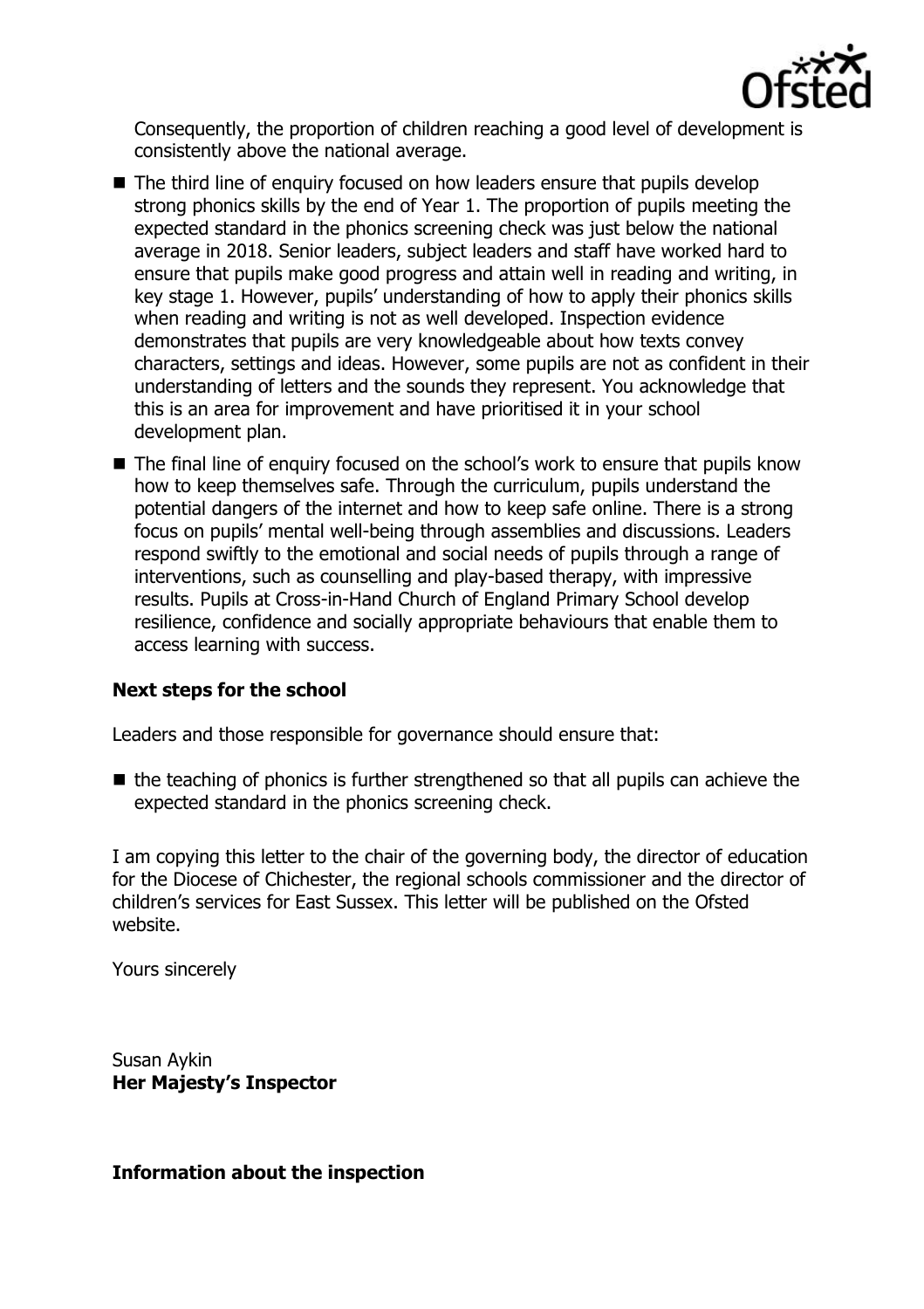Consequently, the proportion of children reaching a good level of development is consistently above the national average.

- The third line of enquiry focused on how leaders ensure that pupils develop strong phonics skills by the end of Year 1. The proportion of pupils meeting the expected standard in the phonics screening check was just below the national average in 2018. Senior leaders, subject leaders and staff have worked hard to ensure that pupils make good progress and attain well in reading and writing, in key stage 1. However, pupils' understanding of how to apply their phonics skills when reading and writing is not as well developed. Inspection evidence demonstrates that pupils are very knowledgeable about how texts convey characters, settings and ideas. However, some pupils are not as confident in their understanding of letters and the sounds they represent. You acknowledge that this is an area for improvement and have prioritised it in your school development plan.
- The final line of enquiry focused on the school's work to ensure that pupils know how to keep themselves safe. Through the curriculum, pupils understand the potential dangers of the internet and how to keep safe online. There is a strong focus on pupils' mental well-being through assemblies and discussions. Leaders respond swiftly to the emotional and social needs of pupils through a range of interventions, such as counselling and play-based therapy, with impressive results. Pupils at Cross-in-Hand Church of England Primary School develop resilience, confidence and socially appropriate behaviours that enable them to access learning with success.

**Next steps for the school**

Leaders and those responsible for governance should ensure that:

- the teaching of phonics is further strengthened so that all pupils can achieve the expected standard in the phonics screening check.

I am copying this letter to the chair of the governing body, the director of education for the Diocese of Chichester, the regional schools commissioner and the director of children's services for East Sussex. This letter will be published on the Ofsted website.

Yours sincerely

Susan Aykin
**Her Majesty's Inspector**

**Information about the inspection**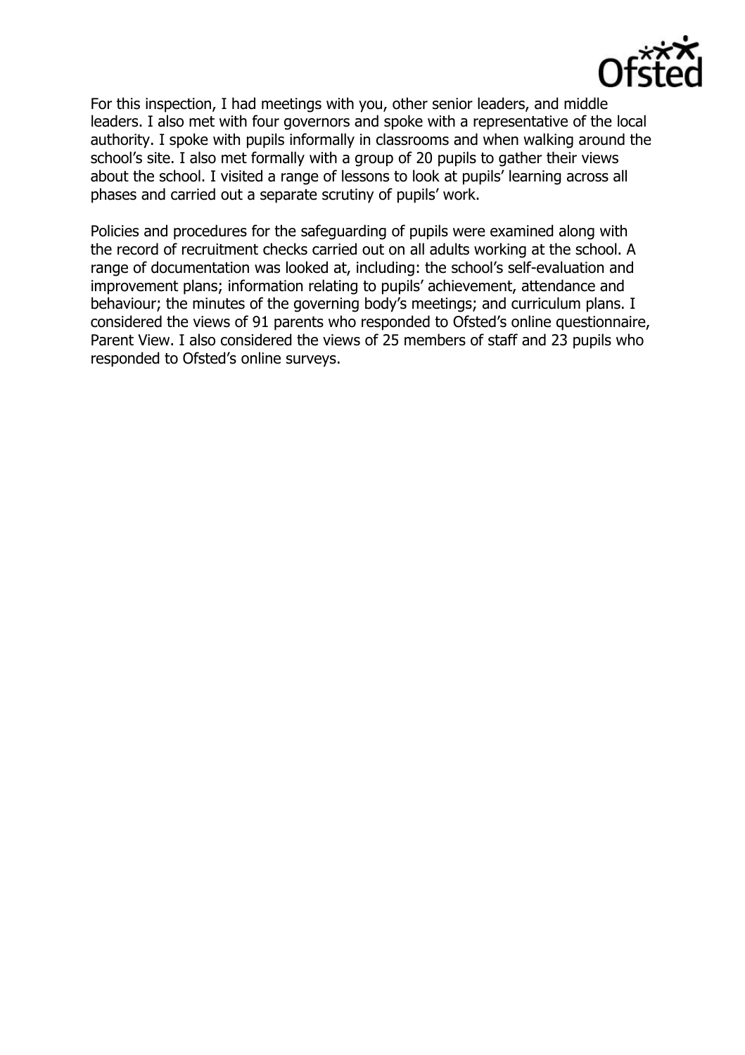For this inspection, I had meetings with you, other senior leaders, and middle leaders. I also met with four governors and spoke with a representative of the local authority. I spoke with pupils informally in classrooms and when walking around the school's site. I also met formally with a group of 20 pupils to gather their views about the school. I visited a range of lessons to look at pupils' learning across all phases and carried out a separate scrutiny of pupils' work.

Policies and procedures for the safeguarding of pupils were examined along with the record of recruitment checks carried out on all adults working at the school. A range of documentation was looked at, including: the school's self-evaluation and improvement plans; information relating to pupils' achievement, attendance and behaviour; the minutes of the governing body's meetings; and curriculum plans. I considered the views of 91 parents who responded to Ofsted's online questionnaire, Parent View. I also considered the views of 25 members of staff and 23 pupils who responded to Ofsted's online surveys.